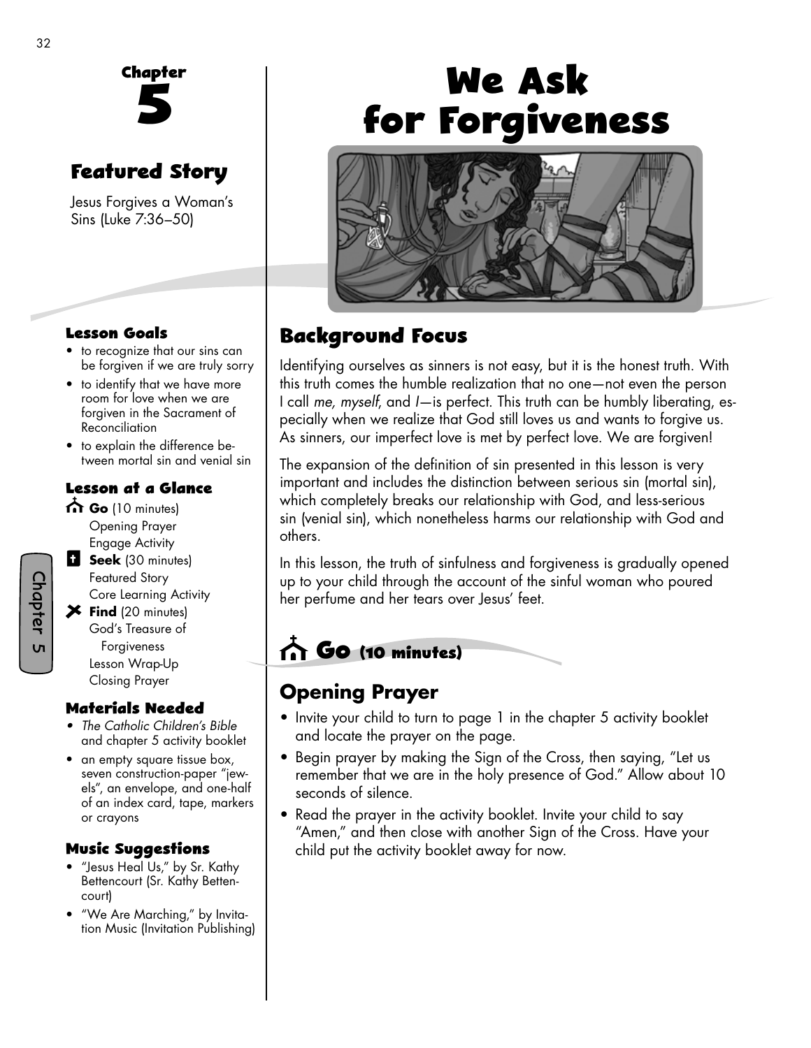# We Ask for Forgiveness

## Chapter 5

### Featured Story

Jesus Forgives a Woman's Sins (Luke 7:36–50)

### Lesson Goals

- to recognize that our sins can be forgiven if we are truly sorry
- to identify that we have more room for love when we are forgiven in the Sacrament of Reconciliation
- to explain the difference between mortal sin and venial sin

### Lesson at a Glance

**Go** (10 minutes)
- Opening Prayer
- Engage Activity

**Seek** (30 minutes)
- Featured Story
- Core Learning Activity

**Find** (20 minutes)
- God's Treasure of Forgiveness
- Lesson Wrap-Up
- Closing Prayer

### Materials Needed

- *The Catholic Children's Bible* and chapter 5 activity booklet
- an empty square tissue box, seven construction-paper "jewels", an envelope, and one-half of an index card, tape, markers or crayons

### Music Suggestions

- "Jesus Heal Us," by Sr. Kathy Bettencourt (Sr. Kathy Bettencourt)
- "We Are Marching," by Invitation Music (Invitation Publishing)

## Background Focus

Identifying ourselves as sinners is not easy, but it is the honest truth. With this truth comes the humble realization that no one—not even the person I call *me, myself*, and *I*—is perfect. This truth can be humbly liberating, especially when we realize that God still loves us and wants to forgive us. As sinners, our imperfect love is met by perfect love. We are forgiven!

The expansion of the definition of sin presented in this lesson is very important and includes the distinction between serious sin (mortal sin), which completely breaks our relationship with God, and less-serious sin (venial sin), which nonetheless harms our relationship with God and others.

In this lesson, the truth of sinfulness and forgiveness is gradually opened up to your child through the account of the sinful woman who poured her perfume and her tears over Jesus' feet.

## Go (10 minutes)

### Opening Prayer

- Invite your child to turn to page 1 in the chapter 5 activity booklet and locate the prayer on the page.
- Begin prayer by making the Sign of the Cross, then saying, "Let us remember that we are in the holy presence of God." Allow about 10 seconds of silence.
- Read the prayer in the activity booklet. Invite your child to say "Amen," and then close with another Sign of the Cross. Have your child put the activity booklet away for now.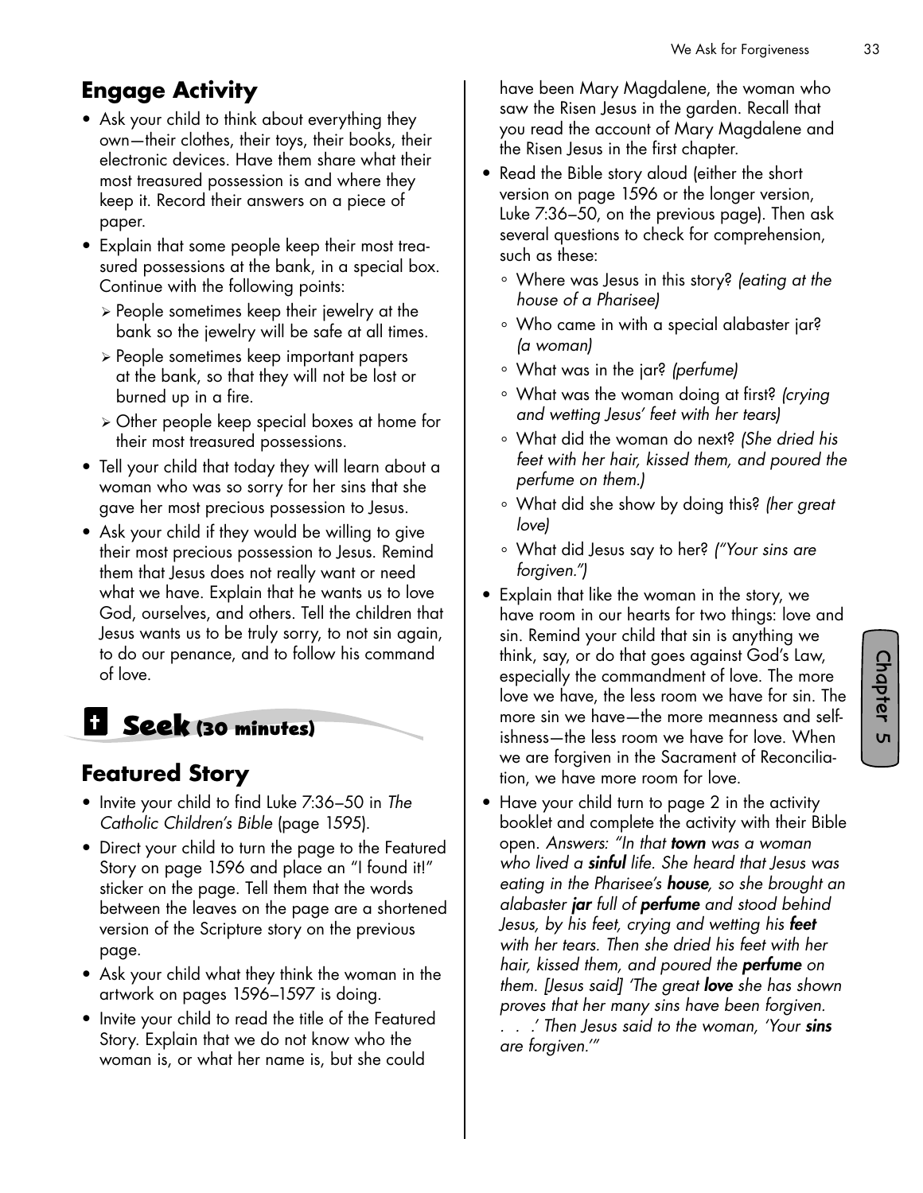## Engage Activity

- Ask your child to think about everything they own—their clothes, their toys, their books, their electronic devices. Have them share what their most treasured possession is and where they keep it. Record their answers on a piece of paper.
- Explain that some people keep their most treasured possessions at the bank, in a special box. Continue with the following points:
  - People sometimes keep their jewelry at the bank so the jewelry will be safe at all times.
  - People sometimes keep important papers at the bank, so that they will not be lost or burned up in a fire.
  - Other people keep special boxes at home for their most treasured possessions.
- Tell your child that today they will learn about a woman who was so sorry for her sins that she gave her most precious possession to Jesus.
- Ask your child if they would be willing to give their most precious possession to Jesus. Remind them that Jesus does not really want or need what we have. Explain that he wants us to love God, ourselves, and others. Tell the children that Jesus wants us to be truly sorry, to not sin again, to do our penance, and to follow his command of love.

# Seek (30 minutes)

## Featured Story

- Invite your child to find Luke 7:36–50 in *The Catholic Children's Bible* (page 1595).
- Direct your child to turn the page to the Featured Story on page 1596 and place an "I found it!" sticker on the page. Tell them that the words between the leaves on the page are a shortened version of the Scripture story on the previous page.
- Ask your child what they think the woman in the artwork on pages 1596–1597 is doing.
- Invite your child to read the title of the Featured Story. Explain that we do not know who the woman is, or what her name is, but she could have been Mary Magdalene, the woman who saw the Risen Jesus in the garden. Recall that you read the account of Mary Magdalene and the Risen Jesus in the first chapter.
- Read the Bible story aloud (either the short version on page 1596 or the longer version, Luke 7:36–50, on the previous page). Then ask several questions to check for comprehension, such as these:
  - Where was Jesus in this story? *(eating at the house of a Pharisee)*
  - Who came in with a special alabaster jar? *(a woman)*
  - What was in the jar? *(perfume)*
  - What was the woman doing at first? *(crying and wetting Jesus' feet with her tears)*
  - What did the woman do next? *(She dried his feet with her hair, kissed them, and poured the perfume on them.)*
  - What did she show by doing this? *(her great love)*
  - What did Jesus say to her? *("Your sins are forgiven.")*
- Explain that like the woman in the story, we have room in our hearts for two things: love and sin. Remind your child that sin is anything we think, say, or do that goes against God's Law, especially the commandment of love. The more love we have, the less room we have for sin. The more sin we have—the more meanness and selfishness—the less room we have for love. When we are forgiven in the Sacrament of Reconciliation, we have more room for love.
- Have your child turn to page 2 in the activity booklet and complete the activity with their Bible open. *Answers: "In that **town** was a woman who lived a **sinful** life. She heard that Jesus was eating in the Pharisee's **house**, so she brought an alabaster **jar** full of **perfume** and stood behind Jesus, by his feet, crying and wetting his **feet** with her tears. Then she dried his feet with her hair, kissed them, and poured the **perfume** on them. [Jesus said] 'The great **love** she has shown proves that her many sins have been forgiven. . . .' Then Jesus said to the woman, 'Your **sins** are forgiven.'"*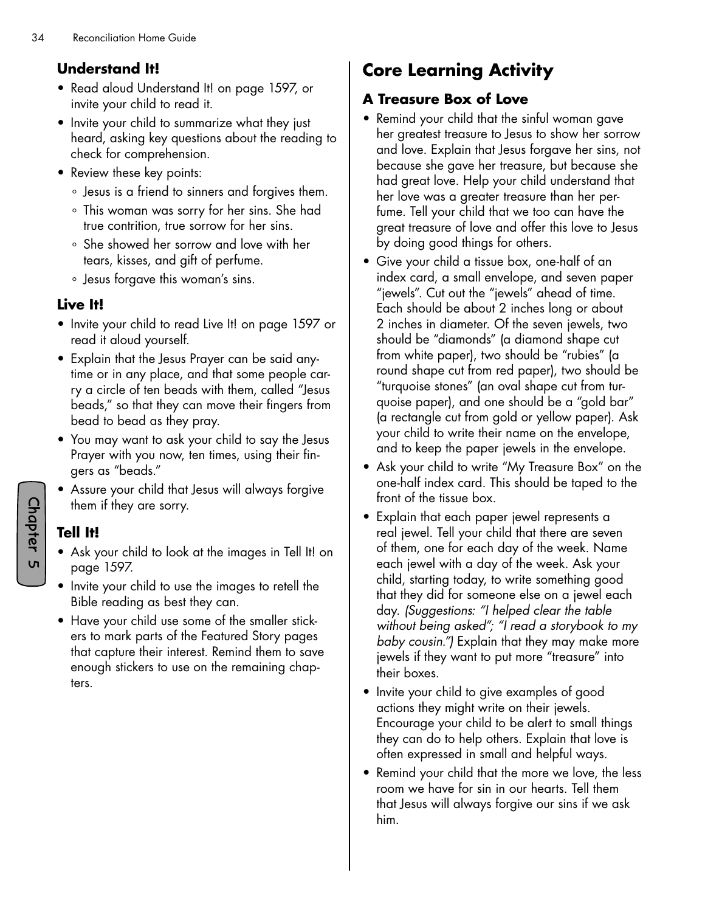### Understand It!

- Read aloud Understand It! on page 1597, or invite your child to read it.
- Invite your child to summarize what they just heard, asking key questions about the reading to check for comprehension.
- Review these key points:
  - Jesus is a friend to sinners and forgives them.
  - This woman was sorry for her sins. She had true contrition, true sorrow for her sins.
  - She showed her sorrow and love with her tears, kisses, and gift of perfume.
  - Jesus forgave this woman's sins.

### Live It!

- Invite your child to read Live It! on page 1597 or read it aloud yourself.
- Explain that the Jesus Prayer can be said anytime or in any place, and that some people carry a circle of ten beads with them, called "Jesus beads," so that they can move their fingers from bead to bead as they pray.
- You may want to ask your child to say the Jesus Prayer with you now, ten times, using their fingers as "beads."
- Assure your child that Jesus will always forgive them if they are sorry.

### Tell It!

- Ask your child to look at the images in Tell It! on page 1597.
- Invite your child to use the images to retell the Bible reading as best they can.
- Have your child use some of the smaller stickers to mark parts of the Featured Story pages that capture their interest. Remind them to save enough stickers to use on the remaining chapters.

## Core Learning Activity

### A Treasure Box of Love

- Remind your child that the sinful woman gave her greatest treasure to Jesus to show her sorrow and love. Explain that Jesus forgave her sins, not because she gave her treasure, but because she had great love. Help your child understand that her love was a greater treasure than her perfume. Tell your child that we too can have the great treasure of love and offer this love to Jesus by doing good things for others.
- Give your child a tissue box, one-half of an index card, a small envelope, and seven paper "jewels". Cut out the "jewels" ahead of time. Each should be about 2 inches long or about 2 inches in diameter. Of the seven jewels, two should be "diamonds" (a diamond shape cut from white paper), two should be "rubies" (a round shape cut from red paper), two should be "turquoise stones" (an oval shape cut from turquoise paper), and one should be a "gold bar" (a rectangle cut from gold or yellow paper). Ask your child to write their name on the envelope, and to keep the paper jewels in the envelope.
- Ask your child to write "My Treasure Box" on the one-half index card. This should be taped to the front of the tissue box.
- Explain that each paper jewel represents a real jewel. Tell your child that there are seven of them, one for each day of the week. Name each jewel with a day of the week. Ask your child, starting today, to write something good that they did for someone else on a jewel each day. *(Suggestions: "I helped clear the table without being asked"; "I read a storybook to my baby cousin.")* Explain that they may make more jewels if they want to put more "treasure" into their boxes.
- Invite your child to give examples of good actions they might write on their jewels. Encourage your child to be alert to small things they can do to help others. Explain that love is often expressed in small and helpful ways.
- Remind your child that the more we love, the less room we have for sin in our hearts. Tell them that Jesus will always forgive our sins if we ask him.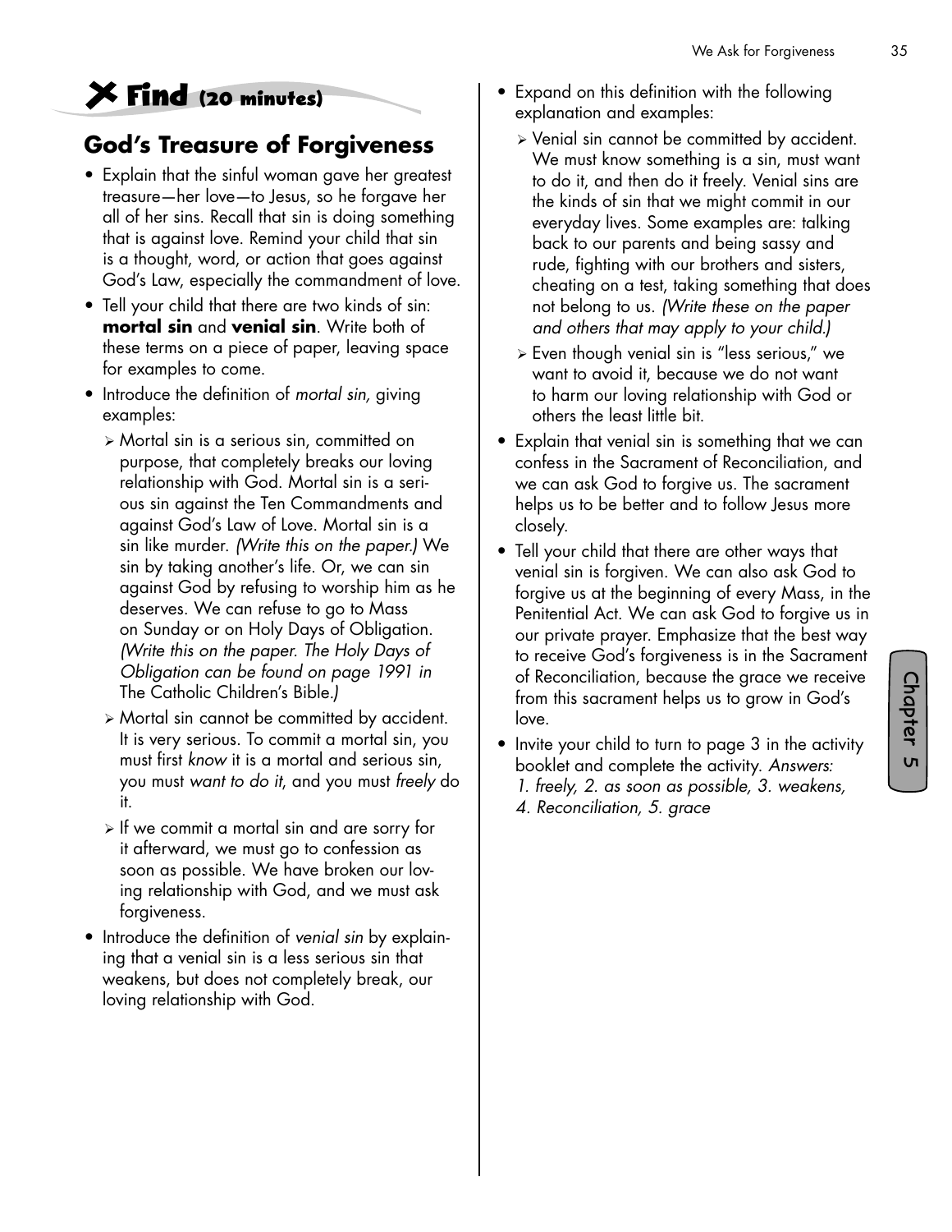## Find (20 minutes)

## God's Treasure of Forgiveness

- Explain that the sinful woman gave her greatest treasure—her love—to Jesus, so he forgave her all of her sins. Recall that sin is doing something that is against love. Remind your child that sin is a thought, word, or action that goes against God's Law, especially the commandment of love.
- Tell your child that there are two kinds of sin: **mortal sin** and **venial sin**. Write both of these terms on a piece of paper, leaving space for examples to come.
- Introduce the definition of *mortal sin,* giving examples:
  - Mortal sin is a serious sin, committed on purpose, that completely breaks our loving relationship with God. Mortal sin is a serious sin against the Ten Commandments and against God's Law of Love. Mortal sin is a sin like murder. *(Write this on the paper.)* We sin by taking another's life. Or, we can sin against God by refusing to worship him as he deserves. We can refuse to go to Mass on Sunday or on Holy Days of Obligation. *(Write this on the paper. The Holy Days of Obligation can be found on page 1991 in* The Catholic Children's Bible.*)*
  - Mortal sin cannot be committed by accident. It is very serious. To commit a mortal sin, you must first *know* it is a mortal and serious sin, you must *want to do it*, and you must *freely* do it.
  - If we commit a mortal sin and are sorry for it afterward, we must go to confession as soon as possible. We have broken our loving relationship with God, and we must ask forgiveness.
- Introduce the definition of *venial sin* by explaining that a venial sin is a less serious sin that weakens, but does not completely break, our loving relationship with God.
- Expand on this definition with the following explanation and examples:
  - Venial sin cannot be committed by accident. We must know something is a sin, must want to do it, and then do it freely. Venial sins are the kinds of sin that we might commit in our everyday lives. Some examples are: talking back to our parents and being sassy and rude, fighting with our brothers and sisters, cheating on a test, taking something that does not belong to us. *(Write these on the paper and others that may apply to your child.)*
  - Even though venial sin is "less serious," we want to avoid it, because we do not want to harm our loving relationship with God or others the least little bit.
- Explain that venial sin is something that we can confess in the Sacrament of Reconciliation, and we can ask God to forgive us. The sacrament helps us to be better and to follow Jesus more closely.
- Tell your child that there are other ways that venial sin is forgiven. We can also ask God to forgive us at the beginning of every Mass, in the Penitential Act. We can ask God to forgive us in our private prayer. Emphasize that the best way to receive God's forgiveness is in the Sacrament of Reconciliation, because the grace we receive from this sacrament helps us to grow in God's love.
- Invite your child to turn to page 3 in the activity booklet and complete the activity. *Answers: 1. freely, 2. as soon as possible, 3. weakens, 4. Reconciliation, 5. grace*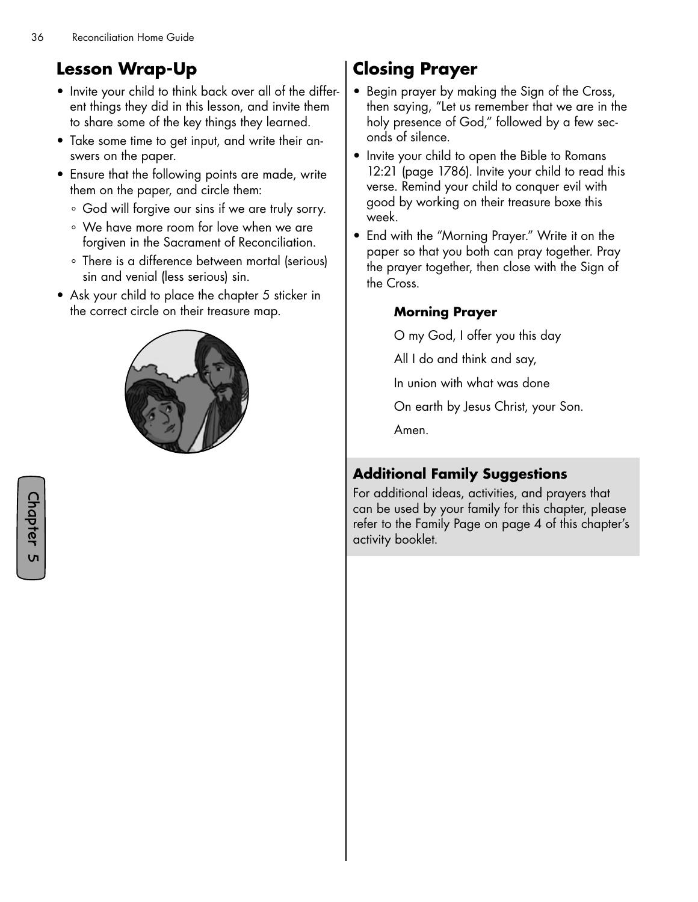## Lesson Wrap-Up

- Invite your child to think back over all of the different things they did in this lesson, and invite them to share some of the key things they learned.
- Take some time to get input, and write their answers on the paper.
- Ensure that the following points are made, write them on the paper, and circle them:
  - God will forgive our sins if we are truly sorry.
  - We have more room for love when we are forgiven in the Sacrament of Reconciliation.
  - There is a difference between mortal (serious) sin and venial (less serious) sin.
- Ask your child to place the chapter 5 sticker in the correct circle on their treasure map.

## Closing Prayer

- Begin prayer by making the Sign of the Cross, then saying, "Let us remember that we are in the holy presence of God," followed by a few seconds of silence.
- Invite your child to open the Bible to Romans 12:21 (page 1786). Invite your child to read this verse. Remind your child to conquer evil with good by working on their treasure boxe this week.
- End with the "Morning Prayer." Write it on the paper so that you both can pray together. Pray the prayer together, then close with the Sign of the Cross.

**Morning Prayer**

O my God, I offer you this day

All I do and think and say,

In union with what was done

On earth by Jesus Christ, your Son.

Amen.

### Additional Family Suggestions

For additional ideas, activities, and prayers that can be used by your family for this chapter, please refer to the Family Page on page 4 of this chapter's activity booklet.